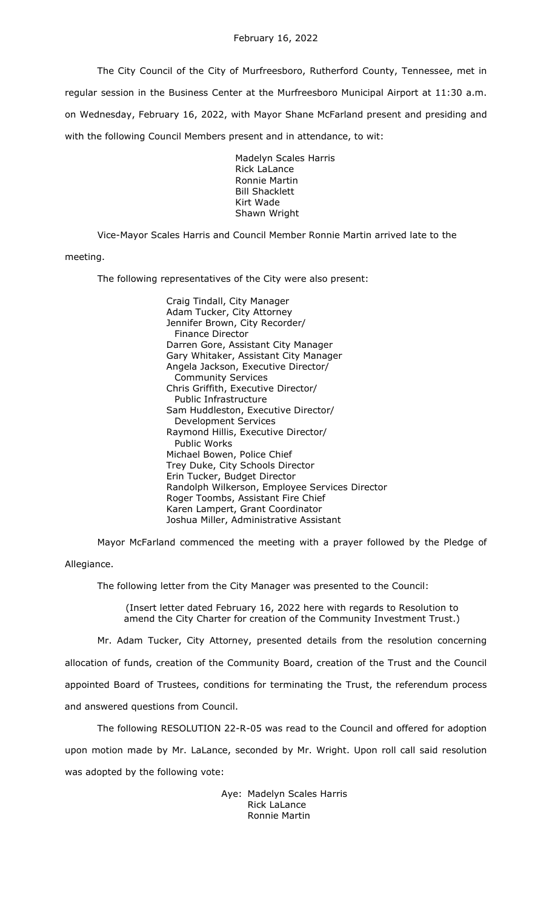February 16, 2022

The City Council of the City of Murfreesboro, Rutherford County, Tennessee, met in regular session in the Business Center at the Murfreesboro Municipal Airport at 11:30 a.m. on Wednesday, February 16, 2022, with Mayor Shane McFarland present and presiding and with the following Council Members present and in attendance, to wit:

Madelyn Scales Harris
Rick LaLance
Ronnie Martin
Bill Shacklett
Kirt Wade
Shawn Wright

Vice-Mayor Scales Harris and Council Member Ronnie Martin arrived late to the meeting.

The following representatives of the City were also present:

Craig Tindall, City Manager
Adam Tucker, City Attorney
Jennifer Brown, City Recorder/
Finance Director
Darren Gore, Assistant City Manager
Gary Whitaker, Assistant City Manager
Angela Jackson, Executive Director/
Community Services
Chris Griffith, Executive Director/
Public Infrastructure
Sam Huddleston, Executive Director/
Development Services
Raymond Hillis, Executive Director/
Public Works
Michael Bowen, Police Chief
Trey Duke, City Schools Director
Erin Tucker, Budget Director
Randolph Wilkerson, Employee Services Director
Roger Toombs, Assistant Fire Chief
Karen Lampert, Grant Coordinator
Joshua Miller, Administrative Assistant

Mayor McFarland commenced the meeting with a prayer followed by the Pledge of Allegiance.

The following letter from the City Manager was presented to the Council:

(Insert letter dated February 16, 2022 here with regards to Resolution to amend the City Charter for creation of the Community Investment Trust.)

Mr. Adam Tucker, City Attorney, presented details from the resolution concerning allocation of funds, creation of the Community Board, creation of the Trust and the Council appointed Board of Trustees, conditions for terminating the Trust, the referendum process and answered questions from Council.

The following RESOLUTION 22-R-05 was read to the Council and offered for adoption upon motion made by Mr. LaLance, seconded by Mr. Wright. Upon roll call said resolution was adopted by the following vote:

Aye: Madelyn Scales Harris
Rick LaLance
Ronnie Martin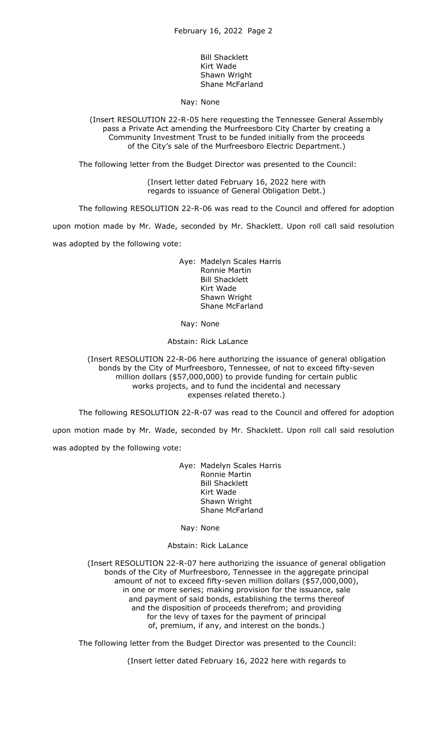Bill Shacklett
Kirt Wade
Shawn Wright
Shane McFarland

Nay: None

(Insert RESOLUTION 22-R-05 here requesting the Tennessee General Assembly pass a Private Act amending the Murfreesboro City Charter by creating a Community Investment Trust to be funded initially from the proceeds of the City's sale of the Murfreesboro Electric Department.)

The following letter from the Budget Director was presented to the Council:

(Insert letter dated February 16, 2022 here with regards to issuance of General Obligation Debt.)

The following RESOLUTION 22-R-06 was read to the Council and offered for adoption upon motion made by Mr. Wade, seconded by Mr. Shacklett. Upon roll call said resolution was adopted by the following vote:

Aye: Madelyn Scales Harris
Ronnie Martin
Bill Shacklett
Kirt Wade
Shawn Wright
Shane McFarland

Nay: None

Abstain: Rick LaLance

(Insert RESOLUTION 22-R-06 here authorizing the issuance of general obligation bonds by the City of Murfreesboro, Tennessee, of not to exceed fifty-seven million dollars ($57,000,000) to provide funding for certain public works projects, and to fund the incidental and necessary expenses related thereto.)

The following RESOLUTION 22-R-07 was read to the Council and offered for adoption upon motion made by Mr. Wade, seconded by Mr. Shacklett. Upon roll call said resolution was adopted by the following vote:

Aye: Madelyn Scales Harris
Ronnie Martin
Bill Shacklett
Kirt Wade
Shawn Wright
Shane McFarland

Nay: None

Abstain: Rick LaLance

(Insert RESOLUTION 22-R-07 here authorizing the issuance of general obligation bonds of the City of Murfreesboro, Tennessee in the aggregate principal amount of not to exceed fifty-seven million dollars ($57,000,000), in one or more series; making provision for the issuance, sale and payment of said bonds, establishing the terms thereof and the disposition of proceeds therefrom; and providing for the levy of taxes for the payment of principal of, premium, if any, and interest on the bonds.)

The following letter from the Budget Director was presented to the Council:

(Insert letter dated February 16, 2022 here with regards to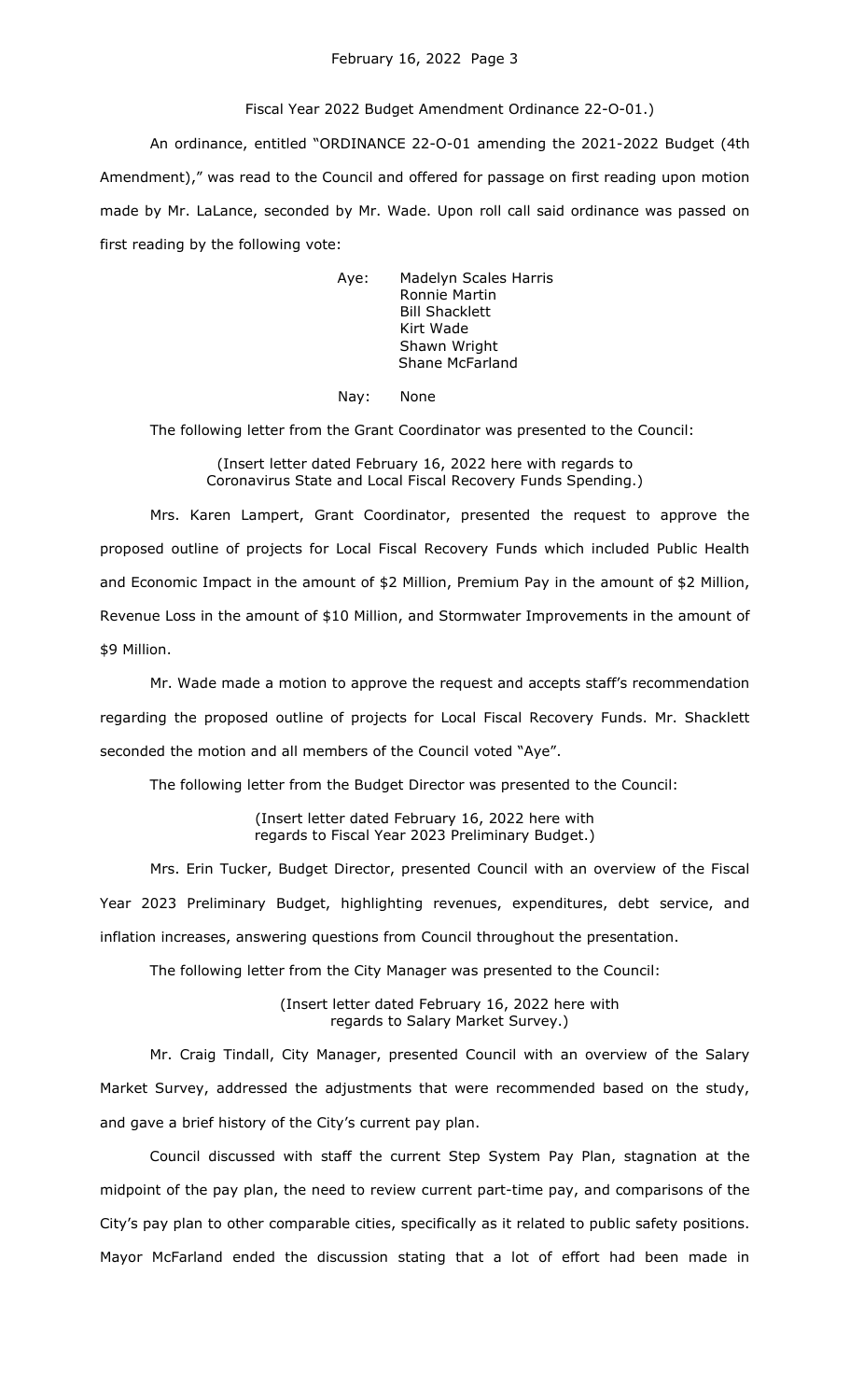Fiscal Year 2022 Budget Amendment Ordinance 22-O-01.)

An ordinance, entitled "ORDINANCE 22-O-01 amending the 2021-2022 Budget (4th Amendment)," was read to the Council and offered for passage on first reading upon motion made by Mr. LaLance, seconded by Mr. Wade. Upon roll call said ordinance was passed on first reading by the following vote:

Aye: Madelyn Scales Harris
Ronnie Martin
Bill Shacklett
Kirt Wade
Shawn Wright
Shane McFarland

Nay: None

The following letter from the Grant Coordinator was presented to the Council:

(Insert letter dated February 16, 2022 here with regards to Coronavirus State and Local Fiscal Recovery Funds Spending.)

Mrs. Karen Lampert, Grant Coordinator, presented the request to approve the proposed outline of projects for Local Fiscal Recovery Funds which included Public Health and Economic Impact in the amount of $2 Million, Premium Pay in the amount of $2 Million, Revenue Loss in the amount of $10 Million, and Stormwater Improvements in the amount of $9 Million.

Mr. Wade made a motion to approve the request and accepts staff's recommendation regarding the proposed outline of projects for Local Fiscal Recovery Funds. Mr. Shacklett seconded the motion and all members of the Council voted "Aye".

The following letter from the Budget Director was presented to the Council:

(Insert letter dated February 16, 2022 here with regards to Fiscal Year 2023 Preliminary Budget.)

Mrs. Erin Tucker, Budget Director, presented Council with an overview of the Fiscal Year 2023 Preliminary Budget, highlighting revenues, expenditures, debt service, and inflation increases, answering questions from Council throughout the presentation.

The following letter from the City Manager was presented to the Council:

(Insert letter dated February 16, 2022 here with regards to Salary Market Survey.)

Mr. Craig Tindall, City Manager, presented Council with an overview of the Salary Market Survey, addressed the adjustments that were recommended based on the study, and gave a brief history of the City's current pay plan.

Council discussed with staff the current Step System Pay Plan, stagnation at the midpoint of the pay plan, the need to review current part-time pay, and comparisons of the City's pay plan to other comparable cities, specifically as it related to public safety positions. Mayor McFarland ended the discussion stating that a lot of effort had been made in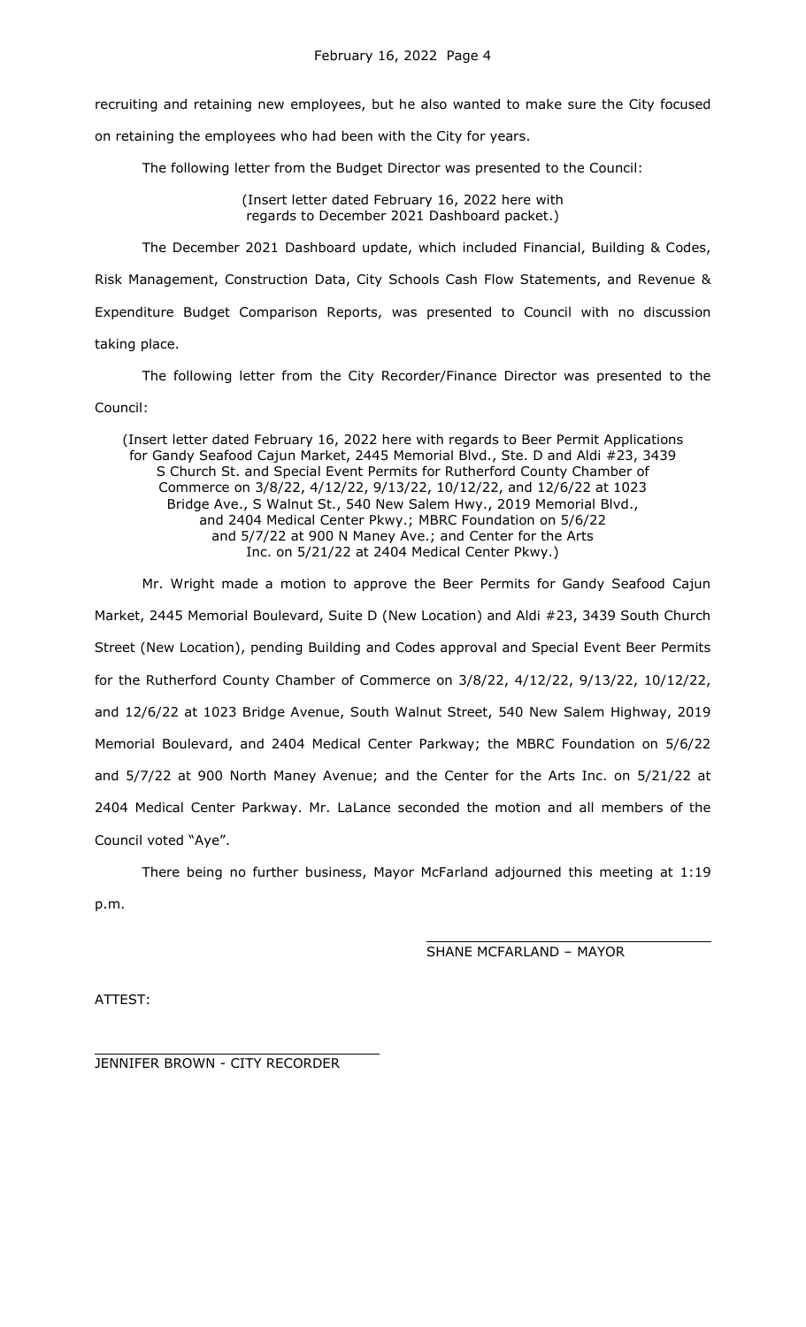recruiting and retaining new employees, but he also wanted to make sure the City focused on retaining the employees who had been with the City for years.

The following letter from the Budget Director was presented to the Council:

(Insert letter dated February 16, 2022 here with regards to December 2021 Dashboard packet.)

The December 2021 Dashboard update, which included Financial, Building & Codes, Risk Management, Construction Data, City Schools Cash Flow Statements, and Revenue & Expenditure Budget Comparison Reports, was presented to Council with no discussion taking place.

The following letter from the City Recorder/Finance Director was presented to the Council:

(Insert letter dated February 16, 2022 here with regards to Beer Permit Applications for Gandy Seafood Cajun Market, 2445 Memorial Blvd., Ste. D and Aldi #23, 3439 S Church St. and Special Event Permits for Rutherford County Chamber of Commerce on 3/8/22, 4/12/22, 9/13/22, 10/12/22, and 12/6/22 at 1023 Bridge Ave., S Walnut St., 540 New Salem Hwy., 2019 Memorial Blvd., and 2404 Medical Center Pkwy.; MBRC Foundation on 5/6/22 and 5/7/22 at 900 N Maney Ave.; and Center for the Arts Inc. on 5/21/22 at 2404 Medical Center Pkwy.)

Mr. Wright made a motion to approve the Beer Permits for Gandy Seafood Cajun Market, 2445 Memorial Boulevard, Suite D (New Location) and Aldi #23, 3439 South Church Street (New Location), pending Building and Codes approval and Special Event Beer Permits for the Rutherford County Chamber of Commerce on 3/8/22, 4/12/22, 9/13/22, 10/12/22, and 12/6/22 at 1023 Bridge Avenue, South Walnut Street, 540 New Salem Highway, 2019 Memorial Boulevard, and 2404 Medical Center Parkway; the MBRC Foundation on 5/6/22 and 5/7/22 at 900 North Maney Avenue; and the Center for the Arts Inc. on 5/21/22 at 2404 Medical Center Parkway. Mr. LaLance seconded the motion and all members of the Council voted "Aye".

There being no further business, Mayor McFarland adjourned this meeting at 1:19 p.m.

SHANE MCFARLAND – MAYOR

ATTEST:

JENNIFER BROWN - CITY RECORDER